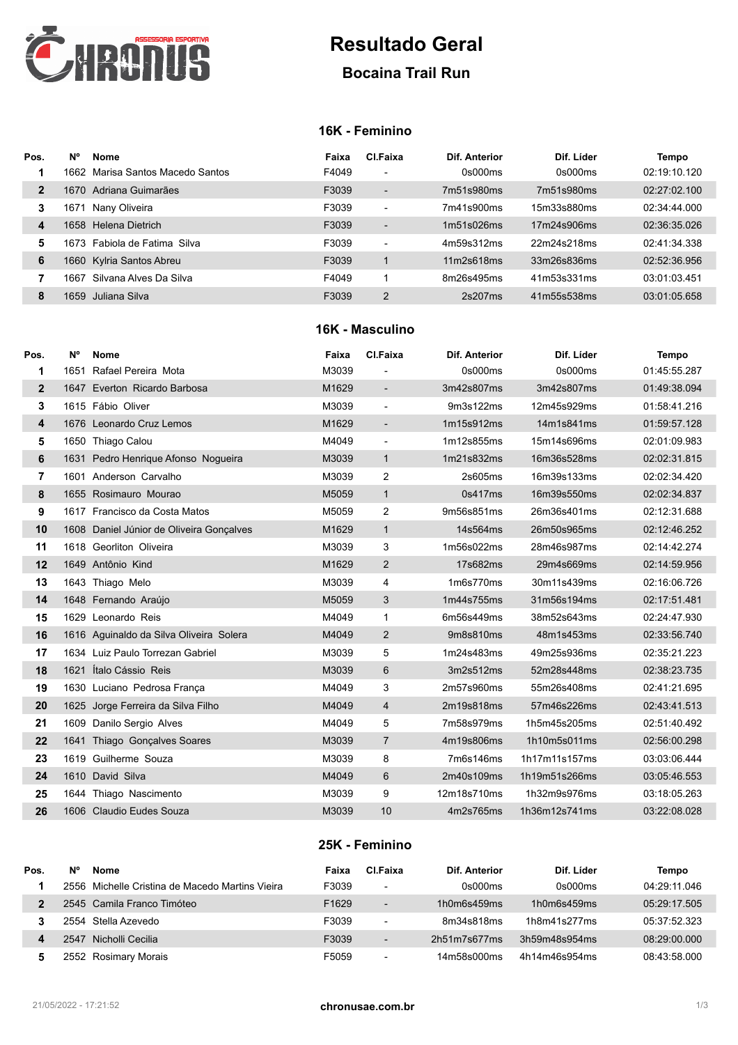# Resultado Geral

## Bocaina Trail Run

### 16K - Feminino

| Pos. | Nº | Nome | Faixa | Cl.Faixa | Dif. Anterior | Dif. Líder | Tempo |
|---|---|---|---|---|---|---|---|
| 1 | 1662 | Marisa Santos Macedo Santos | F4049 | - | 0s000ms | 0s000ms | 02:19:10.120 |
| 2 | 1670 | Adriana Guimarães | F3039 | - | 7m51s980ms | 7m51s980ms | 02:27:02.100 |
| 3 | 1671 | Nany Oliveira | F3039 | - | 7m41s900ms | 15m33s880ms | 02:34:44.000 |
| 4 | 1658 | Helena Dietrich | F3039 | - | 1m51s026ms | 17m24s906ms | 02:36:35.026 |
| 5 | 1673 | Fabiola de Fatima Silva | F3039 | - | 4m59s312ms | 22m24s218ms | 02:41:34.338 |
| 6 | 1660 | Kylria Santos Abreu | F3039 | 1 | 11m2s618ms | 33m26s836ms | 02:52:36.956 |
| 7 | 1667 | Silvana Alves Da Silva | F4049 | 1 | 8m26s495ms | 41m53s331ms | 03:01:03.451 |
| 8 | 1659 | Juliana Silva | F3039 | 2 | 2s207ms | 41m55s538ms | 03:01:05.658 |

### 16K - Masculino

| Pos. | Nº | Nome | Faixa | Cl.Faixa | Dif. Anterior | Dif. Líder | Tempo |
|---|---|---|---|---|---|---|---|
| 1 | 1651 | Rafael Pereira Mota | M3039 | - | 0s000ms | 0s000ms | 01:45:55.287 |
| 2 | 1647 | Everton Ricardo Barbosa | M1629 | - | 3m42s807ms | 3m42s807ms | 01:49:38.094 |
| 3 | 1615 | Fábio Oliver | M3039 | - | 9m3s122ms | 12m45s929ms | 01:58:41.216 |
| 4 | 1676 | Leonardo Cruz Lemos | M1629 | - | 1m15s912ms | 14m1s841ms | 01:59:57.128 |
| 5 | 1650 | Thiago Calou | M4049 | - | 1m12s855ms | 15m14s696ms | 02:01:09.983 |
| 6 | 1631 | Pedro Henrique Afonso Nogueira | M3039 | 1 | 1m21s832ms | 16m36s528ms | 02:02:31.815 |
| 7 | 1601 | Anderson Carvalho | M3039 | 2 | 2s605ms | 16m39s133ms | 02:02:34.420 |
| 8 | 1655 | Rosimauro Mourao | M5059 | 1 | 0s417ms | 16m39s550ms | 02:02:34.837 |
| 9 | 1617 | Francisco da Costa Matos | M5059 | 2 | 9m56s851ms | 26m36s401ms | 02:12:31.688 |
| 10 | 1608 | Daniel Júnior de Oliveira Gonçalves | M1629 | 1 | 14s564ms | 26m50s965ms | 02:12:46.252 |
| 11 | 1618 | Georliton Oliveira | M3039 | 3 | 1m56s022ms | 28m46s987ms | 02:14:42.274 |
| 12 | 1649 | Antônio Kind | M1629 | 2 | 17s682ms | 29m4s669ms | 02:14:59.956 |
| 13 | 1643 | Thiago Melo | M3039 | 4 | 1m6s770ms | 30m11s439ms | 02:16:06.726 |
| 14 | 1648 | Fernando Araújo | M5059 | 3 | 1m44s755ms | 31m56s194ms | 02:17:51.481 |
| 15 | 1629 | Leonardo Reis | M4049 | 1 | 6m56s449ms | 38m52s643ms | 02:24:47.930 |
| 16 | 1616 | Aguinaldo da Silva Oliveira Solera | M4049 | 2 | 9m8s810ms | 48m1s453ms | 02:33:56.740 |
| 17 | 1634 | Luiz Paulo Torrezan Gabriel | M3039 | 5 | 1m24s483ms | 49m25s936ms | 02:35:21.223 |
| 18 | 1621 | Ítalo Cássio Reis | M3039 | 6 | 3m2s512ms | 52m28s448ms | 02:38:23.735 |
| 19 | 1630 | Luciano Pedrosa França | M4049 | 3 | 2m57s960ms | 55m26s408ms | 02:41:21.695 |
| 20 | 1625 | Jorge Ferreira da Silva Filho | M4049 | 4 | 2m19s818ms | 57m46s226ms | 02:43:41.513 |
| 21 | 1609 | Danilo Sergio Alves | M4049 | 5 | 7m58s979ms | 1h5m45s205ms | 02:51:40.492 |
| 22 | 1641 | Thiago Gonçalves Soares | M3039 | 7 | 4m19s806ms | 1h10m5s011ms | 02:56:00.298 |
| 23 | 1619 | Guilherme Souza | M3039 | 8 | 7m6s146ms | 1h17m11s157ms | 03:03:06.444 |
| 24 | 1610 | David Silva | M4049 | 6 | 2m40s109ms | 1h19m51s266ms | 03:05:46.553 |
| 25 | 1644 | Thiago Nascimento | M3039 | 9 | 12m18s710ms | 1h32m9s976ms | 03:18:05.263 |
| 26 | 1606 | Claudio Eudes Souza | M3039 | 10 | 4m2s765ms | 1h36m12s741ms | 03:22:08.028 |

### 25K - Feminino

| Pos. | Nº | Nome | Faixa | Cl.Faixa | Dif. Anterior | Dif. Líder | Tempo |
|---|---|---|---|---|---|---|---|
| 1 | 2556 | Michelle Cristina de Macedo Martins Vieira | F3039 | - | 0s000ms | 0s000ms | 04:29:11.046 |
| 2 | 2545 | Camila Franco Timóteo | F1629 | - | 1h0m6s459ms | 1h0m6s459ms | 05:29:17.505 |
| 3 | 2554 | Stella Azevedo | F3039 | - | 8m34s818ms | 1h8m41s277ms | 05:37:52.323 |
| 4 | 2547 | Nicholli Cecilia | F3039 | - | 2h51m7s677ms | 3h59m48s954ms | 08:29:00.000 |
| 5 | 2552 | Rosimary Morais | F5059 | - | 14m58s000ms | 4h14m46s954ms | 08:43:58.000 |

21/05/2022 - 17:21:52 chronusae.com.br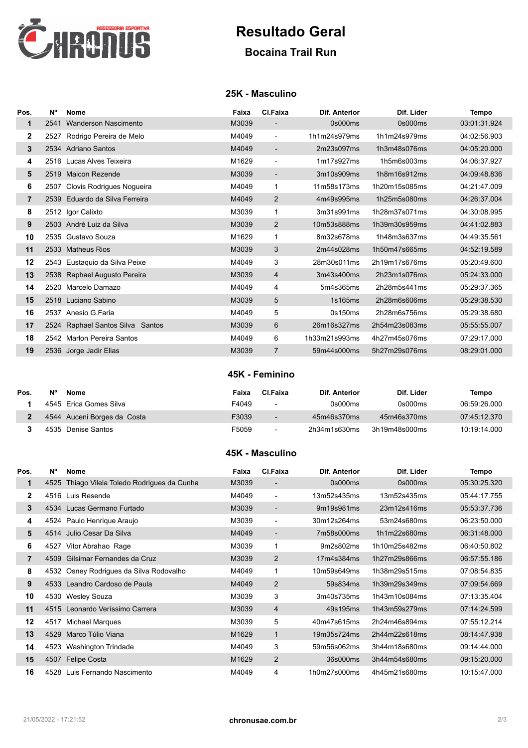# Resultado Geral

## Bocaina Trail Run

### 25K - Masculino

| Pos. | Nº | Nome | Faixa | Cl.Faixa | Dif. Anterior | Dif. Líder | Tempo |
|---|---|---|---|---|---|---|---|
| 1 | 2541 | Wanderson Nascimento | M3039 | - | 0s000ms | 0s000ms | 03:01:31.924 |
| 2 | 2527 | Rodrigo Pereira de Melo | M4049 | - | 1h1m24s979ms | 1h1m24s979ms | 04:02:56.903 |
| 3 | 2534 | Adriano Santos | M4049 | - | 2m23s097ms | 1h3m48s076ms | 04:05:20.000 |
| 4 | 2516 | Lucas Alves Teixeira | M1629 | - | 1m17s927ms | 1h5m6s003ms | 04:06:37.927 |
| 5 | 2519 | Maicon Rezende | M3039 | - | 3m10s909ms | 1h8m16s912ms | 04:09:48.836 |
| 6 | 2507 | Clovis Rodrigues Nogueira | M4049 | 1 | 11m58s173ms | 1h20m15s085ms | 04:21:47.009 |
| 7 | 2539 | Eduardo da Silva Ferreira | M4049 | 2 | 4m49s995ms | 1h25m5s080ms | 04:26:37.004 |
| 8 | 2512 | Igor Calixto | M3039 | 1 | 3m31s991ms | 1h28m37s071ms | 04:30:08.995 |
| 9 | 2503 | André Luiz da Silva | M3039 | 2 | 10m53s888ms | 1h39m30s959ms | 04:41:02.883 |
| 10 | 2535 | Gustavo Souza | M1629 | 1 | 8m32s678ms | 1h48m3s637ms | 04:49:35.561 |
| 11 | 2533 | Matheus Rios | M3039 | 3 | 2m44s028ms | 1h50m47s665ms | 04:52:19.589 |
| 12 | 2543 | Eustaquio da Silva Peixe | M4049 | 3 | 28m30s011ms | 2h19m17s676ms | 05:20:49.600 |
| 13 | 2538 | Raphael Augusto Pereira | M3039 | 4 | 3m43s400ms | 2h23m1s076ms | 05:24:33.000 |
| 14 | 2520 | Marcelo Damazo | M4049 | 4 | 5m4s365ms | 2h28m5s441ms | 05:29:37.365 |
| 15 | 2518 | Luciano Sabino | M3039 | 5 | 1s165ms | 2h28m6s606ms | 05:29:38.530 |
| 16 | 2537 | Anesio G.Faria | M4049 | 5 | 0s150ms | 2h28m6s756ms | 05:29:38.680 |
| 17 | 2524 | Raphael Santos Silva Santos | M3039 | 6 | 26m16s327ms | 2h54m23s083ms | 05:55:55.007 |
| 18 | 2542 | Marlon Pereira Santos | M4049 | 6 | 1h33m21s993ms | 4h27m45s076ms | 07:29:17.000 |
| 19 | 2536 | Jorge Jadir Elias | M3039 | 7 | 59m44s000ms | 5h27m29s076ms | 08:29:01.000 |

### 45K - Feminino

| Pos. | Nº | Nome | Faixa | Cl.Faixa | Dif. Anterior | Dif. Líder | Tempo |
|---|---|---|---|---|---|---|---|
| 1 | 4545 | Erica Gomes Silva | F4049 | - | 0s000ms | 0s000ms | 06:59:26.000 |
| 2 | 4544 | Auceni Borges da Costa | F3039 | - | 45m46s370ms | 45m46s370ms | 07:45:12.370 |
| 3 | 4535 | Denise Santos | F5059 | - | 2h34m1s630ms | 3h19m48s000ms | 10:19:14.000 |

### 45K - Masculino

| Pos. | Nº | Nome | Faixa | Cl.Faixa | Dif. Anterior | Dif. Líder | Tempo |
|---|---|---|---|---|---|---|---|
| 1 | 4525 | Thiago Vilela Toledo Rodrigues da Cunha | M3039 | - | 0s000ms | 0s000ms | 05:30:25.320 |
| 2 | 4516 | Luis Resende | M4049 | - | 13m52s435ms | 13m52s435ms | 05:44:17.755 |
| 3 | 4534 | Lucas Germano Furtado | M3039 | - | 9m19s981ms | 23m12s416ms | 05:53:37.736 |
| 4 | 4524 | Paulo Henrique Araujo | M3039 | - | 30m12s264ms | 53m24s680ms | 06:23:50.000 |
| 5 | 4514 | Julio Cesar Da Silva | M4049 | - | 7m58s000ms | 1h1m22s680ms | 06:31:48.000 |
| 6 | 4527 | Vitor Abrahao Rage | M3039 | 1 | 9m2s802ms | 1h10m25s482ms | 06:40:50.802 |
| 7 | 4509 | Gilsimar Fernandes da Cruz | M3039 | 2 | 17m4s384ms | 1h27m29s866ms | 06:57:55.186 |
| 8 | 4532 | Osney Rodrigues da Silva Rodovalho | M4049 | 1 | 10m59s649ms | 1h38m29s515ms | 07:08:54.835 |
| 9 | 4533 | Leandro Cardoso de Paula | M4049 | 2 | 59s834ms | 1h39m29s349ms | 07:09:54.669 |
| 10 | 4530 | Wesley Souza | M3039 | 3 | 3m40s735ms | 1h43m10s084ms | 07:13:35.404 |
| 11 | 4515 | Leonardo Veríssimo Carrera | M3039 | 4 | 49s195ms | 1h43m59s279ms | 07:14:24.599 |
| 12 | 4517 | Michael Marques | M3039 | 5 | 40m47s615ms | 2h24m46s894ms | 07:55:12.214 |
| 13 | 4529 | Marco Túlio Viana | M1629 | 1 | 19m35s724ms | 2h44m22s618ms | 08:14:47.938 |
| 14 | 4523 | Washington Trindade | M4049 | 3 | 59m56s062ms | 3h44m18s680ms | 09:14:44.000 |
| 15 | 4507 | Felipe Costa | M1629 | 2 | 36s000ms | 3h44m54s680ms | 09:15:20.000 |
| 16 | 4528 | Luis Fernando Nascimento | M4049 | 4 | 1h0m27s000ms | 4h45m21s680ms | 10:15:47.000 |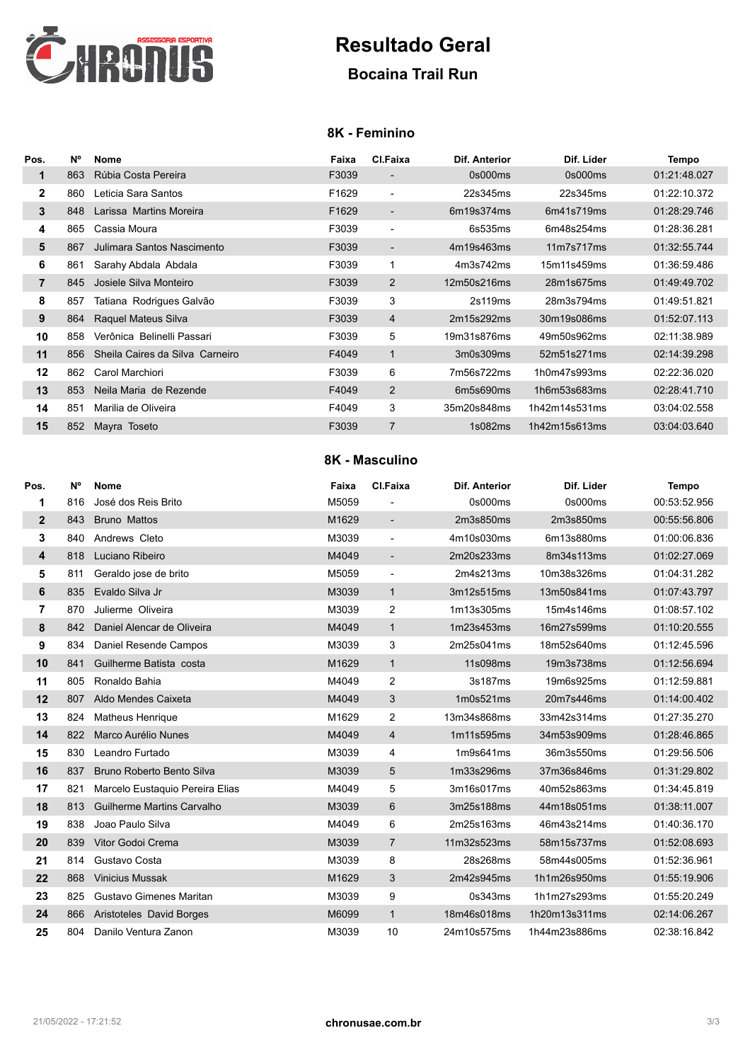# Resultado Geral

## Bocaina Trail Run

### 8K - Feminino

| Pos. | Nº | Nome | Faixa | Cl.Faixa | Dif. Anterior | Dif. Líder | Tempo |
|---|---|---|---|---|---|---|---|
| 1 | 863 | Rúbia Costa Pereira | F3039 | - | 0s000ms | 0s000ms | 01:21:48.027 |
| 2 | 860 | Leticia Sara Santos | F1629 | - | 22s345ms | 22s345ms | 01:22:10.372 |
| 3 | 848 | Larissa Martins Moreira | F1629 | - | 6m19s374ms | 6m41s719ms | 01:28:29.746 |
| 4 | 865 | Cassia Moura | F3039 | - | 6s535ms | 6m48s254ms | 01:28:36.281 |
| 5 | 867 | Julimara Santos Nascimento | F3039 | - | 4m19s463ms | 11m7s717ms | 01:32:55.744 |
| 6 | 861 | Sarahy Abdala Abdala | F3039 | 1 | 4m3s742ms | 15m11s459ms | 01:36:59.486 |
| 7 | 845 | Josiele Silva Monteiro | F3039 | 2 | 12m50s216ms | 28m1s675ms | 01:49:49.702 |
| 8 | 857 | Tatiana Rodrigues Galvão | F3039 | 3 | 2s119ms | 28m3s794ms | 01:49:51.821 |
| 9 | 864 | Raquel Mateus Silva | F3039 | 4 | 2m15s292ms | 30m19s086ms | 01:52:07.113 |
| 10 | 858 | Verônica Belinelli Passari | F3039 | 5 | 19m31s876ms | 49m50s962ms | 02:11:38.989 |
| 11 | 856 | Sheila Caires da Silva Carneiro | F4049 | 1 | 3m0s309ms | 52m51s271ms | 02:14:39.298 |
| 12 | 862 | Carol Marchiori | F3039 | 6 | 7m56s722ms | 1h0m47s993ms | 02:22:36.020 |
| 13 | 853 | Neila Maria de Rezende | F4049 | 2 | 6m5s690ms | 1h6m53s683ms | 02:28:41.710 |
| 14 | 851 | Marilia de Oliveira | F4049 | 3 | 35m20s848ms | 1h42m14s531ms | 03:04:02.558 |
| 15 | 852 | Mayra Toseto | F3039 | 7 | 1s082ms | 1h42m15s613ms | 03:04:03.640 |

### 8K - Masculino

| Pos. | Nº | Nome | Faixa | Cl.Faixa | Dif. Anterior | Dif. Líder | Tempo |
|---|---|---|---|---|---|---|---|
| 1 | 816 | José dos Reis Brito | M5059 | - | 0s000ms | 0s000ms | 00:53:52.956 |
| 2 | 843 | Bruno Mattos | M1629 | - | 2m3s850ms | 2m3s850ms | 00:55:56.806 |
| 3 | 840 | Andrews Cleto | M3039 | - | 4m10s030ms | 6m13s880ms | 01:00:06.836 |
| 4 | 818 | Luciano Ribeiro | M4049 | - | 2m20s233ms | 8m34s113ms | 01:02:27.069 |
| 5 | 811 | Geraldo jose de brito | M5059 | - | 2m4s213ms | 10m38s326ms | 01:04:31.282 |
| 6 | 835 | Evaldo Silva Jr | M3039 | 1 | 3m12s515ms | 13m50s841ms | 01:07:43.797 |
| 7 | 870 | Julierme Oliveira | M3039 | 2 | 1m13s305ms | 15m4s146ms | 01:08:57.102 |
| 8 | 842 | Daniel Alencar de Oliveira | M4049 | 1 | 1m23s453ms | 16m27s599ms | 01:10:20.555 |
| 9 | 834 | Daniel Resende Campos | M3039 | 3 | 2m25s041ms | 18m52s640ms | 01:12:45.596 |
| 10 | 841 | Guilherme Batista costa | M1629 | 1 | 11s098ms | 19m3s738ms | 01:12:56.694 |
| 11 | 805 | Ronaldo Bahia | M4049 | 2 | 3s187ms | 19m6s925ms | 01:12:59.881 |
| 12 | 807 | Aldo Mendes Caixeta | M4049 | 3 | 1m0s521ms | 20m7s446ms | 01:14:00.402 |
| 13 | 824 | Matheus Henrique | M1629 | 2 | 13m34s868ms | 33m42s314ms | 01:27:35.270 |
| 14 | 822 | Marco Aurélio Nunes | M4049 | 4 | 1m11s595ms | 34m53s909ms | 01:28:46.865 |
| 15 | 830 | Leandro Furtado | M3039 | 4 | 1m9s641ms | 36m3s550ms | 01:29:56.506 |
| 16 | 837 | Bruno Roberto Bento Silva | M3039 | 5 | 1m33s296ms | 37m36s846ms | 01:31:29.802 |
| 17 | 821 | Marcelo Eustaquio Pereira Elias | M4049 | 5 | 3m16s017ms | 40m52s863ms | 01:34:45.819 |
| 18 | 813 | Guilherme Martins Carvalho | M3039 | 6 | 3m25s188ms | 44m18s051ms | 01:38:11.007 |
| 19 | 838 | Joao Paulo Silva | M4049 | 6 | 2m25s163ms | 46m43s214ms | 01:40:36.170 |
| 20 | 839 | Vitor Godoi Crema | M3039 | 7 | 11m32s523ms | 58m15s737ms | 01:52:08.693 |
| 21 | 814 | Gustavo Costa | M3039 | 8 | 28s268ms | 58m44s005ms | 01:52:36.961 |
| 22 | 868 | Vinicius Mussak | M1629 | 3 | 2m42s945ms | 1h1m26s950ms | 01:55:19.906 |
| 23 | 825 | Gustavo Gimenes Maritan | M3039 | 9 | 0s343ms | 1h1m27s293ms | 01:55:20.249 |
| 24 | 866 | Aristoteles David Borges | M6099 | 1 | 18m46s018ms | 1h20m13s311ms | 02:14:06.267 |
| 25 | 804 | Danilo Ventura Zanon | M3039 | 10 | 24m10s575ms | 1h44m23s886ms | 02:38:16.842 |